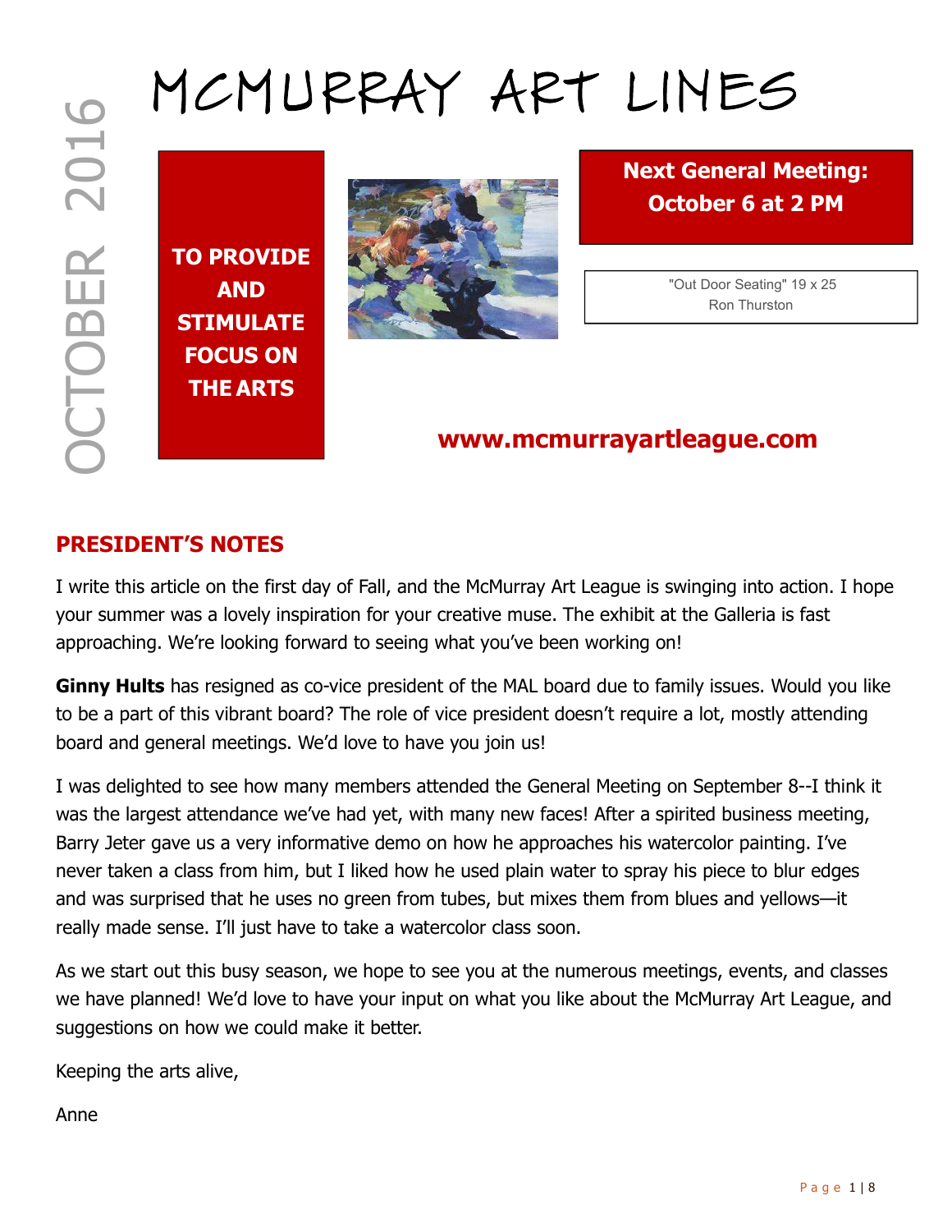# MCMURRAY ART LINES

OCTOBER 2016

**TO PROVIDE AND STIMULATE FOCUS ON THE ARTS**

**Next General Meeting: October 6 at 2 PM**

"Out Door Seating" 19 x 25
Ron Thurston

**www.mcmurrayartleague.com**

## PRESIDENT'S NOTES

I write this article on the first day of Fall, and the McMurray Art League is swinging into action. I hope your summer was a lovely inspiration for your creative muse. The exhibit at the Galleria is fast approaching. We're looking forward to seeing what you've been working on!

**Ginny Hults** has resigned as co-vice president of the MAL board due to family issues. Would you like to be a part of this vibrant board? The role of vice president doesn't require a lot, mostly attending board and general meetings. We'd love to have you join us!

I was delighted to see how many members attended the General Meeting on September 8--I think it was the largest attendance we've had yet, with many new faces! After a spirited business meeting, Barry Jeter gave us a very informative demo on how he approaches his watercolor painting. I've never taken a class from him, but I liked how he used plain water to spray his piece to blur edges and was surprised that he uses no green from tubes, but mixes them from blues and yellows—it really made sense. I'll just have to take a watercolor class soon.

As we start out this busy season, we hope to see you at the numerous meetings, events, and classes we have planned! We'd love to have your input on what you like about the McMurray Art League, and suggestions on how we could make it better.

Keeping the arts alive,

Anne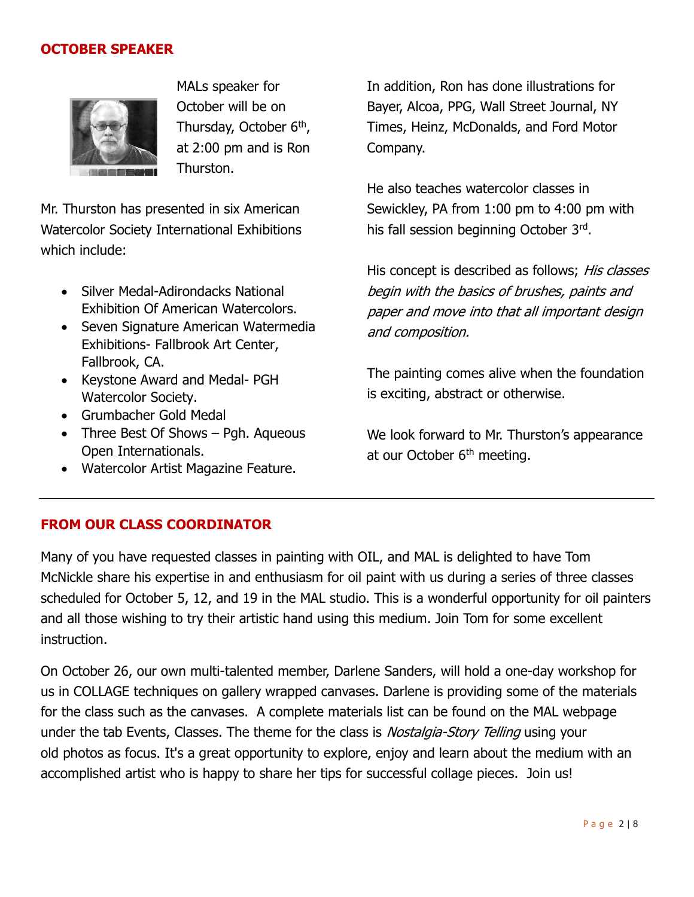## OCTOBER SPEAKER

MALs speaker for October will be on Thursday, October 6th, at 2:00 pm and is Ron Thurston.

Mr. Thurston has presented in six American Watercolor Society International Exhibitions which include:

- Silver Medal-Adirondacks National Exhibition Of American Watercolors.
- Seven Signature American Watermedia Exhibitions- Fallbrook Art Center, Fallbrook, CA.
- Keystone Award and Medal- PGH Watercolor Society.
- Grumbacher Gold Medal
- Three Best Of Shows – Pgh. Aqueous Open Internationals.
- Watercolor Artist Magazine Feature.

In addition, Ron has done illustrations for Bayer, Alcoa, PPG, Wall Street Journal, NY Times, Heinz, McDonalds, and Ford Motor Company.

He also teaches watercolor classes in Sewickley, PA from 1:00 pm to 4:00 pm with his fall session beginning October 3rd.

His concept is described as follows; *His classes begin with the basics of brushes, paints and paper and move into that all important design and composition.*

The painting comes alive when the foundation is exciting, abstract or otherwise.

We look forward to Mr. Thurston's appearance at our October 6th meeting.

---

## FROM OUR CLASS COORDINATOR

Many of you have requested classes in painting with OIL, and MAL is delighted to have Tom McNickle share his expertise in and enthusiasm for oil paint with us during a series of three classes scheduled for October 5, 12, and 19 in the MAL studio. This is a wonderful opportunity for oil painters and all those wishing to try their artistic hand using this medium. Join Tom for some excellent instruction.

On October 26, our own multi-talented member, Darlene Sanders, will hold a one-day workshop for us in COLLAGE techniques on gallery wrapped canvases. Darlene is providing some of the materials for the class such as the canvases. A complete materials list can be found on the MAL webpage under the tab Events, Classes. The theme for the class is *Nostalgia-Story Telling* using your old photos as focus. It's a great opportunity to explore, enjoy and learn about the medium with an accomplished artist who is happy to share her tips for successful collage pieces. Join us!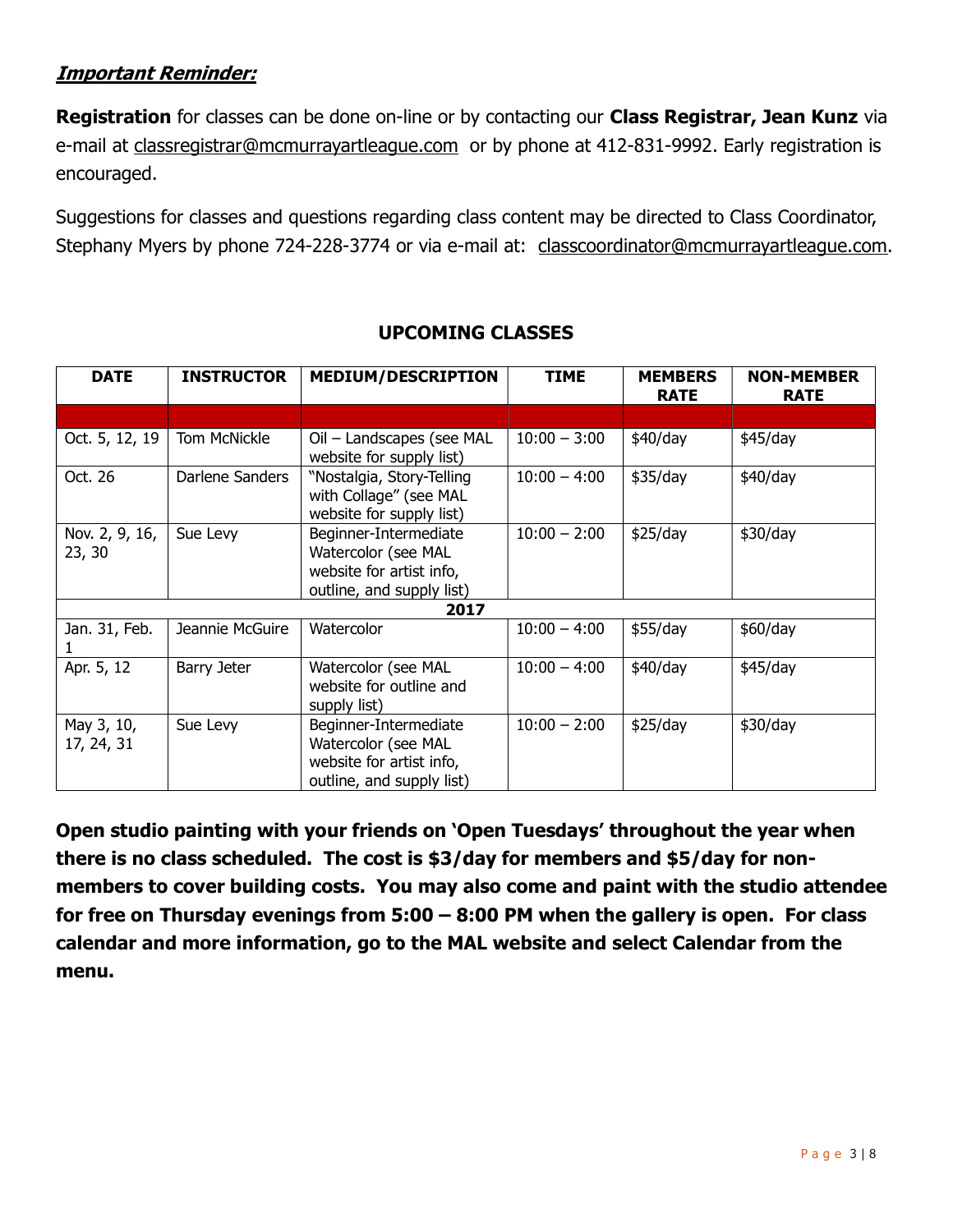***Important Reminder:***

**Registration** for classes can be done on-line or by contacting our **Class Registrar, Jean Kunz** via e-mail at classregistrar@mcmurrayartleague.com or by phone at 412-831-9992. Early registration is encouraged.

Suggestions for classes and questions regarding class content may be directed to Class Coordinator, Stephany Myers by phone 724-228-3774 or via e-mail at: classcoordinator@mcmurrayartleague.com.

## UPCOMING CLASSES

| DATE | INSTRUCTOR | MEDIUM/DESCRIPTION | TIME | MEMBERS RATE | NON-MEMBER RATE |
|---|---|---|---|---|---|
| | | | | | |
| Oct. 5, 12, 19 | Tom McNickle | Oil – Landscapes (see MAL website for supply list) | 10:00 – 3:00 | $40/day | $45/day |
| Oct. 26 | Darlene Sanders | "Nostalgia, Story-Telling with Collage" (see MAL website for supply list) | 10:00 – 4:00 | $35/day | $40/day |
| Nov. 2, 9, 16, 23, 30 | Sue Levy | Beginner-Intermediate Watercolor (see MAL website for artist info, outline, and supply list) | 10:00 – 2:00 | $25/day | $30/day |
| **2017** | | | | | |
| Jan. 31, Feb. 1 | Jeannie McGuire | Watercolor | 10:00 – 4:00 | $55/day | $60/day |
| Apr. 5, 12 | Barry Jeter | Watercolor (see MAL website for outline and supply list) | 10:00 – 4:00 | $40/day | $45/day |
| May 3, 10, 17, 24, 31 | Sue Levy | Beginner-Intermediate Watercolor (see MAL website for artist info, outline, and supply list) | 10:00 – 2:00 | $25/day | $30/day |

**Open studio painting with your friends on 'Open Tuesdays' throughout the year when there is no class scheduled. The cost is $3/day for members and $5/day for non-members to cover building costs. You may also come and paint with the studio attendee for free on Thursday evenings from 5:00 – 8:00 PM when the gallery is open. For class calendar and more information, go to the MAL website and select Calendar from the menu.**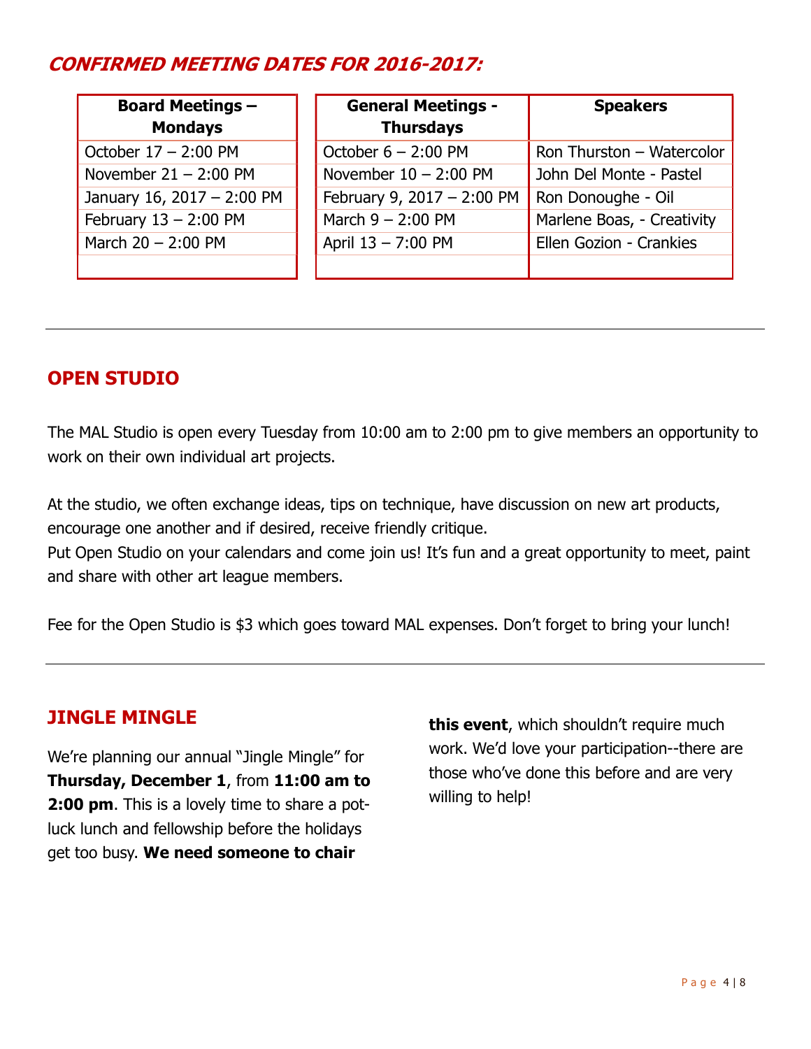## *CONFIRMED MEETING DATES FOR 2016-2017:*

| Board Meetings – Mondays |
|---|
| October 17 – 2:00 PM |
| November 21 – 2:00 PM |
| January 16, 2017 – 2:00 PM |
| February 13 – 2:00 PM |
| March 20 – 2:00 PM |
| |

| General Meetings - Thursdays | Speakers |
|---|---|
| October 6 – 2:00 PM | Ron Thurston – Watercolor |
| November 10 – 2:00 PM | John Del Monte - Pastel |
| February 9, 2017 – 2:00 PM | Ron Donoughe - Oil |
| March 9 – 2:00 PM | Marlene Boas, - Creativity |
| April 13 – 7:00 PM | Ellen Gozion - Crankies |
| | |

---

## OPEN STUDIO

The MAL Studio is open every Tuesday from 10:00 am to 2:00 pm to give members an opportunity to work on their own individual art projects.

At the studio, we often exchange ideas, tips on technique, have discussion on new art products, encourage one another and if desired, receive friendly critique.
Put Open Studio on your calendars and come join us! It's fun and a great opportunity to meet, paint and share with other art league members.

Fee for the Open Studio is $3 which goes toward MAL expenses. Don't forget to bring your lunch!

---

## JINGLE MINGLE

We're planning our annual "Jingle Mingle" for **Thursday, December 1**, from **11:00 am to 2:00 pm**. This is a lovely time to share a pot-luck lunch and fellowship before the holidays get too busy. **We need someone to chair this event**, which shouldn't require much work. We'd love your participation--there are those who've done this before and are very willing to help!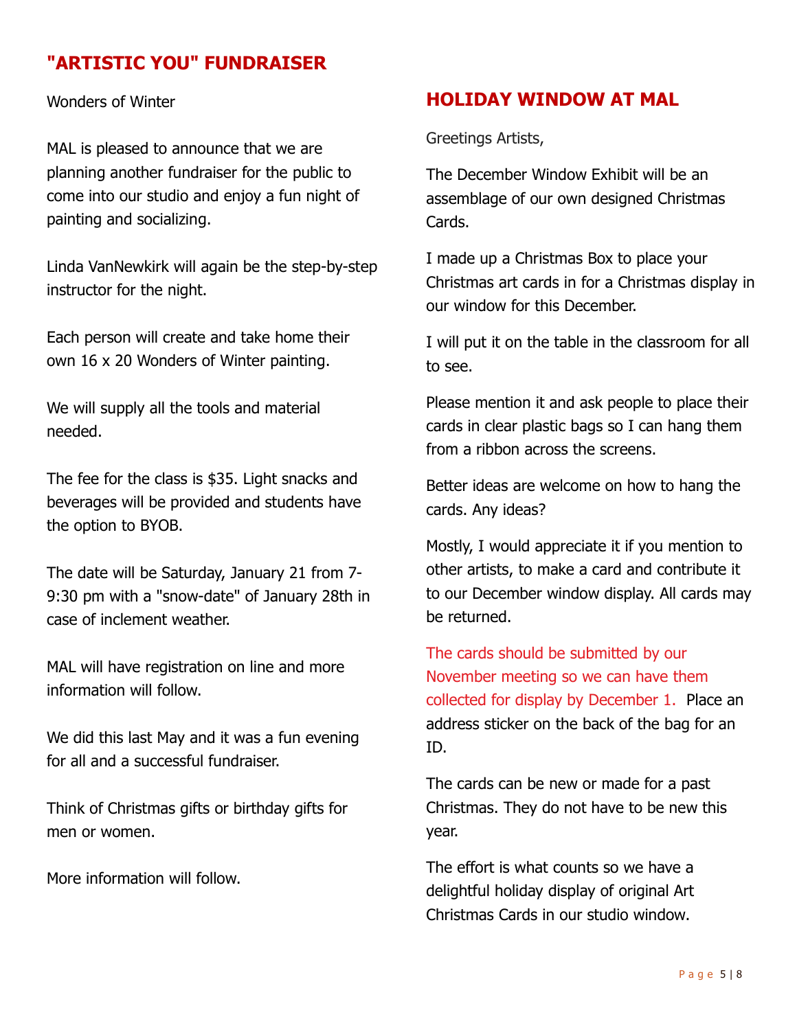## "ARTISTIC YOU" FUNDRAISER

Wonders of Winter

MAL is pleased to announce that we are planning another fundraiser for the public to come into our studio and enjoy a fun night of painting and socializing.

Linda VanNewkirk will again be the step-by-step instructor for the night.

Each person will create and take home their own 16 x 20 Wonders of Winter painting.

We will supply all the tools and material needed.

The fee for the class is $35. Light snacks and beverages will be provided and students have the option to BYOB.

The date will be Saturday, January 21 from 7-9:30 pm with a "snow-date" of January 28th in case of inclement weather.

MAL will have registration on line and more information will follow.

We did this last May and it was a fun evening for all and a successful fundraiser.

Think of Christmas gifts or birthday gifts for men or women.

More information will follow.

## HOLIDAY WINDOW AT MAL

Greetings Artists,

The December Window Exhibit will be an assemblage of our own designed Christmas Cards.

I made up a Christmas Box to place your Christmas art cards in for a Christmas display in our window for this December.

I will put it on the table in the classroom for all to see.

Please mention it and ask people to place their cards in clear plastic bags so I can hang them from a ribbon across the screens.

Better ideas are welcome on how to hang the cards. Any ideas?

Mostly, I would appreciate it if you mention to other artists, to make a card and contribute it to our December window display. All cards may be returned.

The cards should be submitted by our November meeting so we can have them collected for display by December 1. Place an address sticker on the back of the bag for an ID.

The cards can be new or made for a past Christmas. They do not have to be new this year.

The effort is what counts so we have a delightful holiday display of original Art Christmas Cards in our studio window.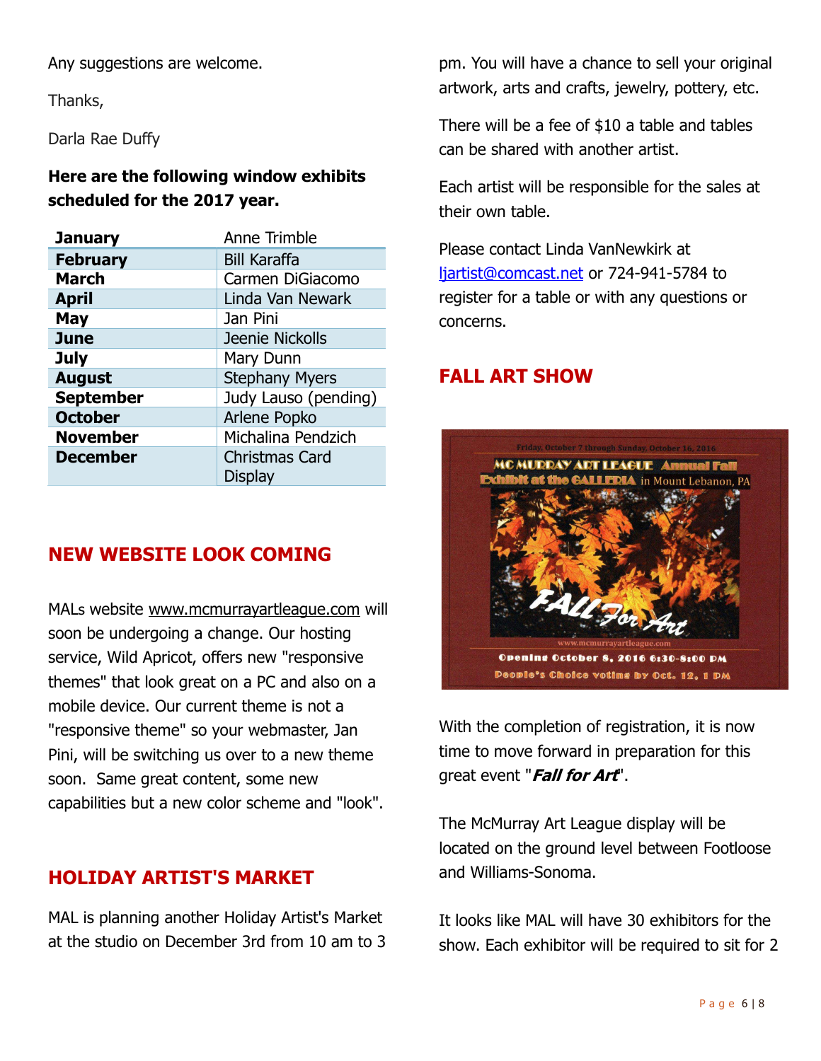Any suggestions are welcome.

Thanks,

Darla Rae Duffy

**Here are the following window exhibits scheduled for the 2017 year.**

| **January** | Anne Trimble |
|---|---|
| **February** | Bill Karaffa |
| **March** | Carmen DiGiacomo |
| **April** | Linda Van Newark |
| **May** | Jan Pini |
| **June** | Jeenie Nickolls |
| **July** | Mary Dunn |
| **August** | Stephany Myers |
| **September** | Judy Lauso (pending) |
| **October** | Arlene Popko |
| **November** | Michalina Pendzich |
| **December** | Christmas Card Display |

## NEW WEBSITE LOOK COMING

MALs website www.mcmurrayartleague.com will soon be undergoing a change. Our hosting service, Wild Apricot, offers new "responsive themes" that look great on a PC and also on a mobile device. Our current theme is not a "responsive theme" so your webmaster, Jan Pini, will be switching us over to a new theme soon. Same great content, some new capabilities but a new color scheme and "look".

## HOLIDAY ARTIST'S MARKET

MAL is planning another Holiday Artist's Market at the studio on December 3rd from 10 am to 3 pm. You will have a chance to sell your original artwork, arts and crafts, jewelry, pottery, etc.

There will be a fee of $10 a table and tables can be shared with another artist.

Each artist will be responsible for the sales at their own table.

Please contact Linda VanNewkirk at ljartist@comcast.net or 724-941-5784 to register for a table or with any questions or concerns.

## FALL ART SHOW

Friday, October 7 through Sunday, October 16, 2016

MC MURRAY ART LEAGUE Annual Fall Exhibit at the GALLERIA in Mount Lebanon, PA

FALL For Art

www.mcmurrayartleague.com

Opening October 8, 2016 6:30-8:00 PM

People's Choice voting by Oct. 12, 1 PM

With the completion of registration, it is now time to move forward in preparation for this great event "***Fall for Art***".

The McMurray Art League display will be located on the ground level between Footloose and Williams-Sonoma.

It looks like MAL will have 30 exhibitors for the show. Each exhibitor will be required to sit for 2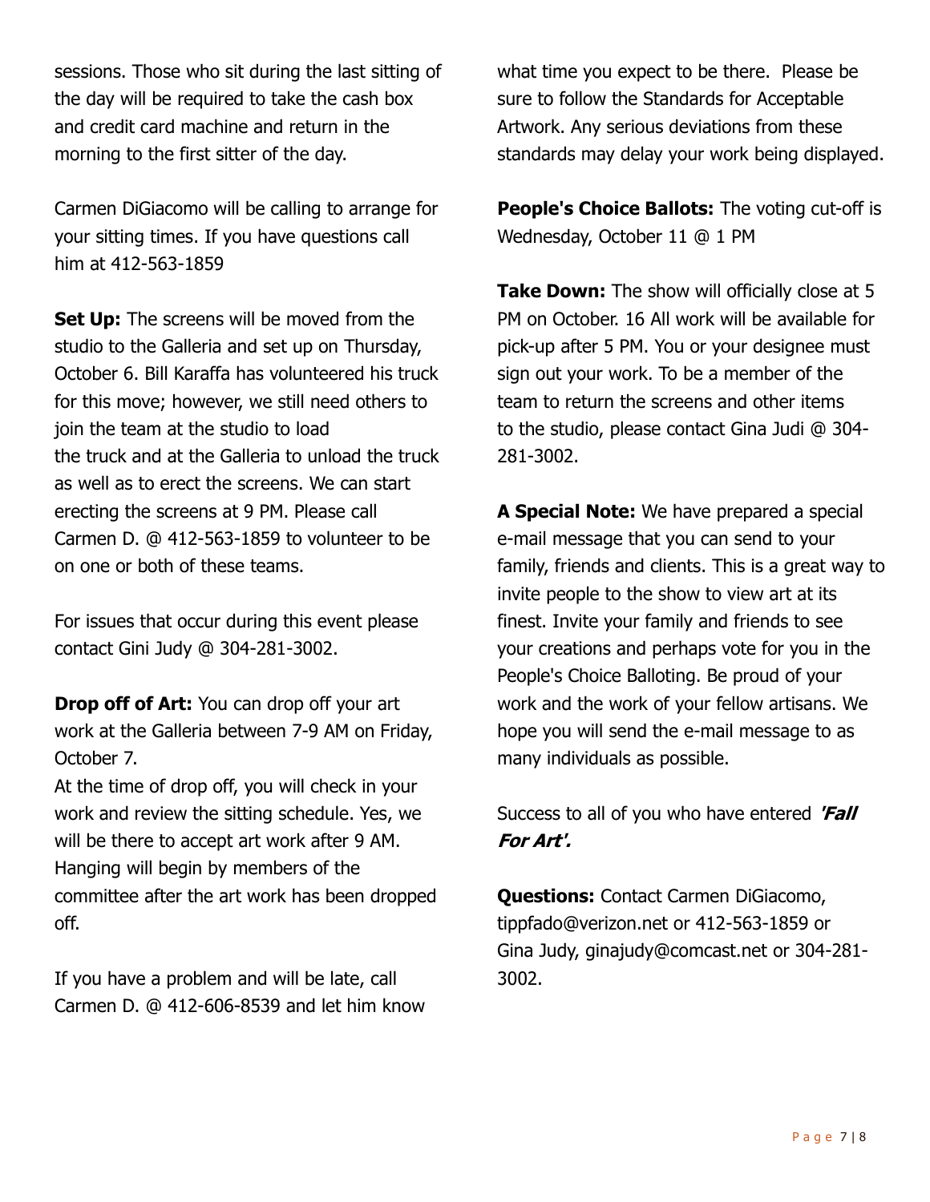sessions. Those who sit during the last sitting of the day will be required to take the cash box and credit card machine and return in the morning to the first sitter of the day.

Carmen DiGiacomo will be calling to arrange for your sitting times. If you have questions call him at 412-563-1859

**Set Up:** The screens will be moved from the studio to the Galleria and set up on Thursday, October 6. Bill Karaffa has volunteered his truck for this move; however, we still need others to join the team at the studio to load the truck and at the Galleria to unload the truck as well as to erect the screens. We can start erecting the screens at 9 PM. Please call Carmen D. @ 412-563-1859 to volunteer to be on one or both of these teams.

For issues that occur during this event please contact Gini Judy @ 304-281-3002.

**Drop off of Art:** You can drop off your art work at the Galleria between 7-9 AM on Friday, October 7.
At the time of drop off, you will check in your work and review the sitting schedule. Yes, we will be there to accept art work after 9 AM. Hanging will begin by members of the committee after the art work has been dropped off.

If you have a problem and will be late, call Carmen D. @ 412-606-8539 and let him know what time you expect to be there. Please be sure to follow the Standards for Acceptable Artwork. Any serious deviations from these standards may delay your work being displayed.

**People's Choice Ballots:** The voting cut-off is Wednesday, October 11 @ 1 PM

**Take Down:** The show will officially close at 5 PM on October. 16 All work will be available for pick-up after 5 PM. You or your designee must sign out your work. To be a member of the team to return the screens and other items to the studio, please contact Gina Judi @ 304-281-3002.

**A Special Note:** We have prepared a special e-mail message that you can send to your family, friends and clients. This is a great way to invite people to the show to view art at its finest. Invite your family and friends to see your creations and perhaps vote for you in the People's Choice Balloting. Be proud of your work and the work of your fellow artisans. We hope you will send the e-mail message to as many individuals as possible.

Success to all of you who have entered ***'Fall For Art'.***

**Questions:** Contact Carmen DiGiacomo, tippfado@verizon.net or 412-563-1859 or Gina Judy, ginajudy@comcast.net or 304-281-3002.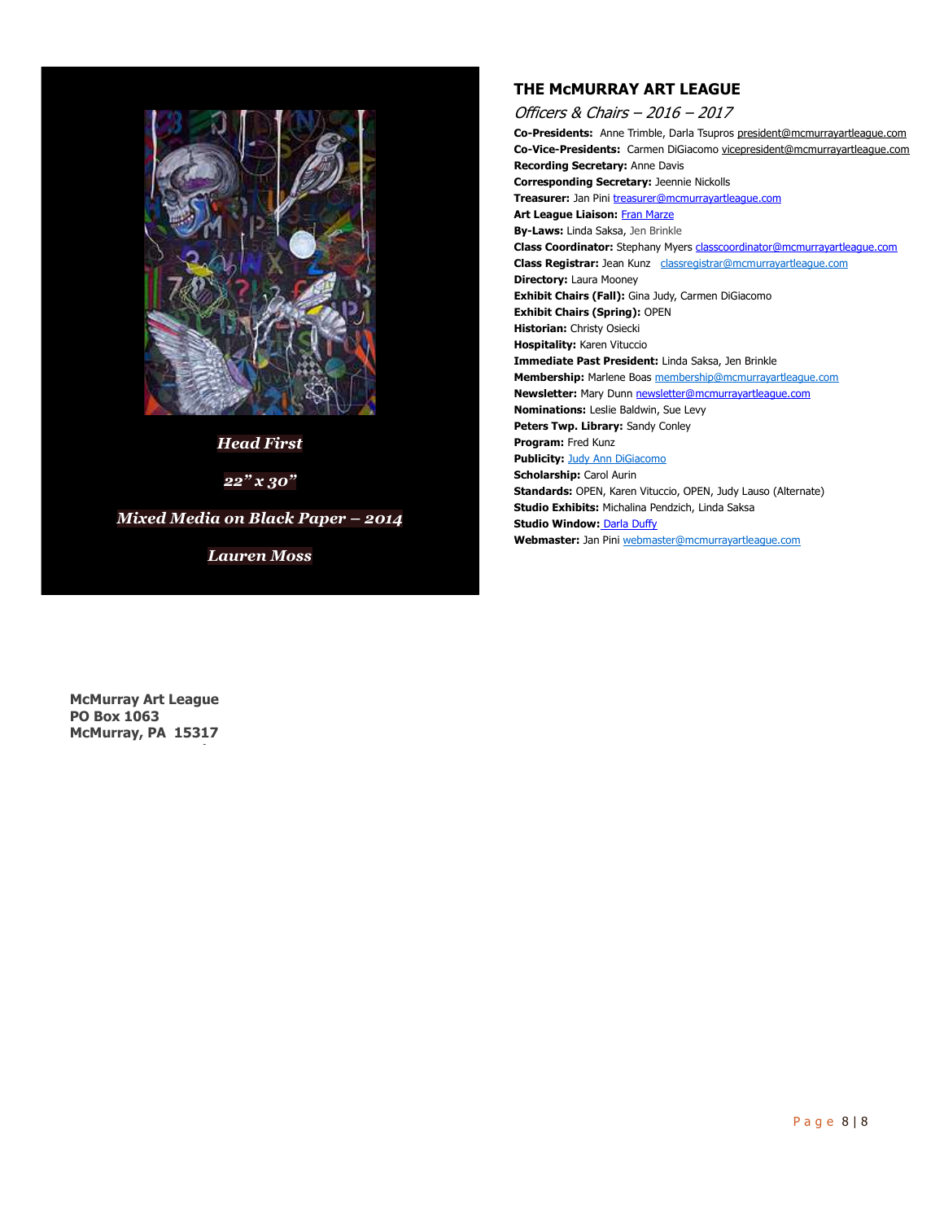***Head First***

***22" x 30"***

***Mixed Media on Black Paper – 2014***

***Lauren Moss***

## THE McMURRAY ART LEAGUE

*Officers & Chairs – 2016 – 2017*

**Co-Presidents:** Anne Trimble, Darla Tsupros president@mcmurrayartleague.com
**Co-Vice-Presidents:** Carmen DiGiacomo vicepresident@mcmurrayartleague.com
**Recording Secretary:** Anne Davis
**Corresponding Secretary:** Jeennie Nickolls
**Treasurer:** Jan Pini treasurer@mcmurrayartleague.com
**Art League Liaison:** Fran Marze
**By-Laws:** Linda Saksa, Jen Brinkle
**Class Coordinator:** Stephany Myers classcoordinator@mcmurrayartleague.com
**Class Registrar:** Jean Kunz classregistrar@mcmurrayartleague.com
**Directory:** Laura Mooney
**Exhibit Chairs (Fall):** Gina Judy, Carmen DiGiacomo
**Exhibit Chairs (Spring):** OPEN
**Historian:** Christy Osiecki
**Hospitality:** Karen Vituccio
**Immediate Past President:** Linda Saksa, Jen Brinkle
**Membership:** Marlene Boas membership@mcmurrayartleague.com
**Newsletter:** Mary Dunn newsletter@mcmurrayartleague.com
**Nominations:** Leslie Baldwin, Sue Levy
**Peters Twp. Library:** Sandy Conley
**Program:** Fred Kunz
**Publicity:** Judy Ann DiGiacomo
**Scholarship:** Carol Aurin
**Standards:** OPEN, Karen Vituccio, OPEN, Judy Lauso (Alternate)
**Studio Exhibits:** Michalina Pendzich, Linda Saksa
**Studio Window:** Darla Duffy
**Webmaster:** Jan Pini webmaster@mcmurrayartleague.com

**McMurray Art League**
**PO Box 1063**
**McMurray, PA 15317**